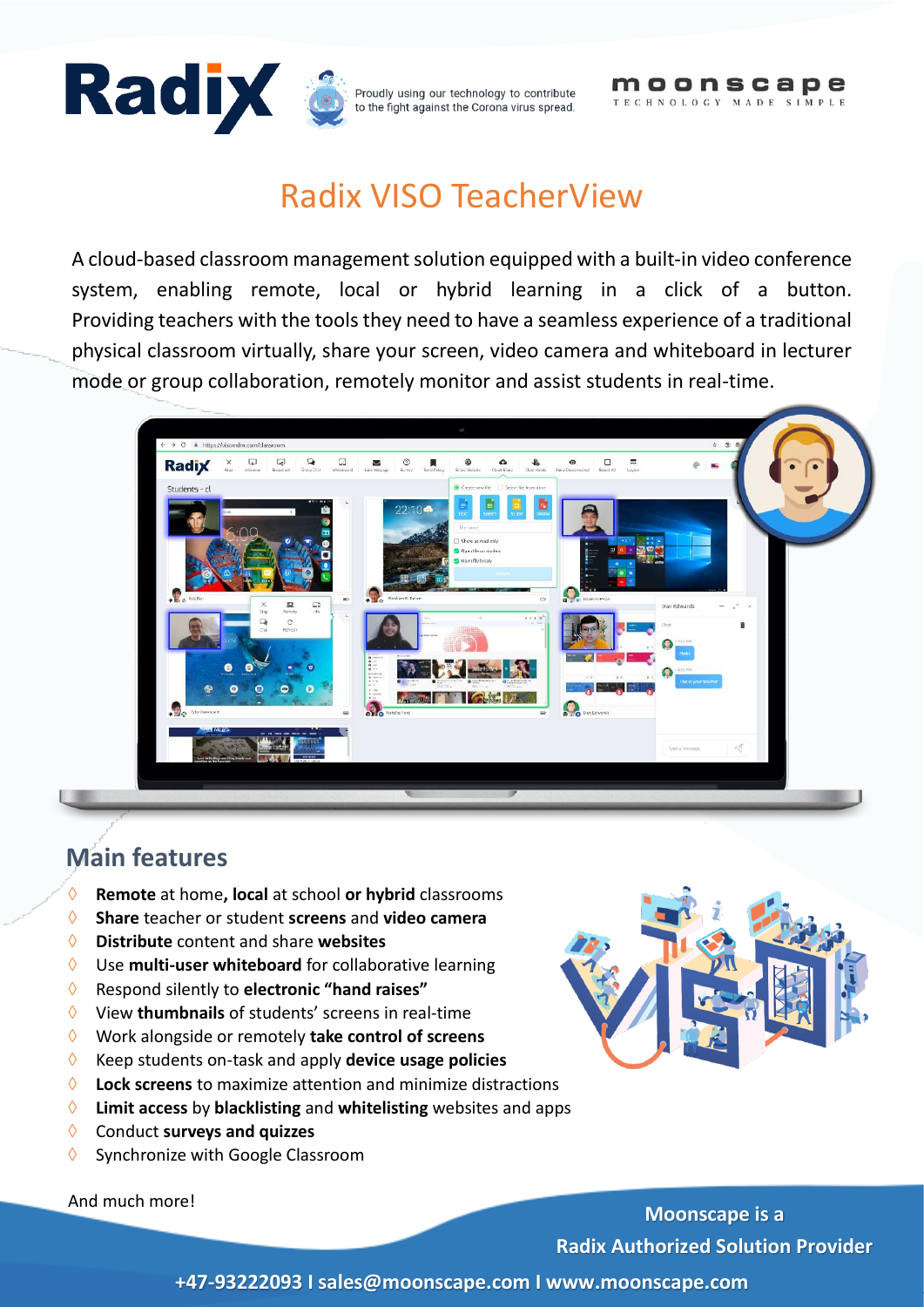Radix

Proudly using our technology to contribute to the fight against the Corona virus spread.

moonscape
TECHNOLOGY MADE SIMPLE

# Radix VISO TeacherView

A cloud-based classroom management solution equipped with a built-in video conference system, enabling remote, local or hybrid learning in a click of a button. Providing teachers with the tools they need to have a seamless experience of a traditional physical classroom virtually, share your screen, video camera and whiteboard in lecturer mode or group collaboration, remotely monitor and assist students in real-time.

## Main features

- **Remote** at home**, local** at school **or hybrid** classrooms
- **Share** teacher or student **screens** and **video camera**
- **Distribute** content and share **websites**
- Use **multi-user whiteboard** for collaborative learning
- Respond silently to **electronic "hand raises"**
- View **thumbnails** of students' screens in real-time
- Work alongside or remotely **take control of screens**
- Keep students on-task and apply **device usage policies**
- **Lock screens** to maximize attention and minimize distractions
- **Limit access** by **blacklisting** and **whitelisting** websites and apps
- Conduct **surveys and quizzes**
- Synchronize with Google Classroom

And much more!

**Moonscape is a Radix Authorized Solution Provider**

**+47-93222093 I sales@moonscape.com I www.moonscape.com**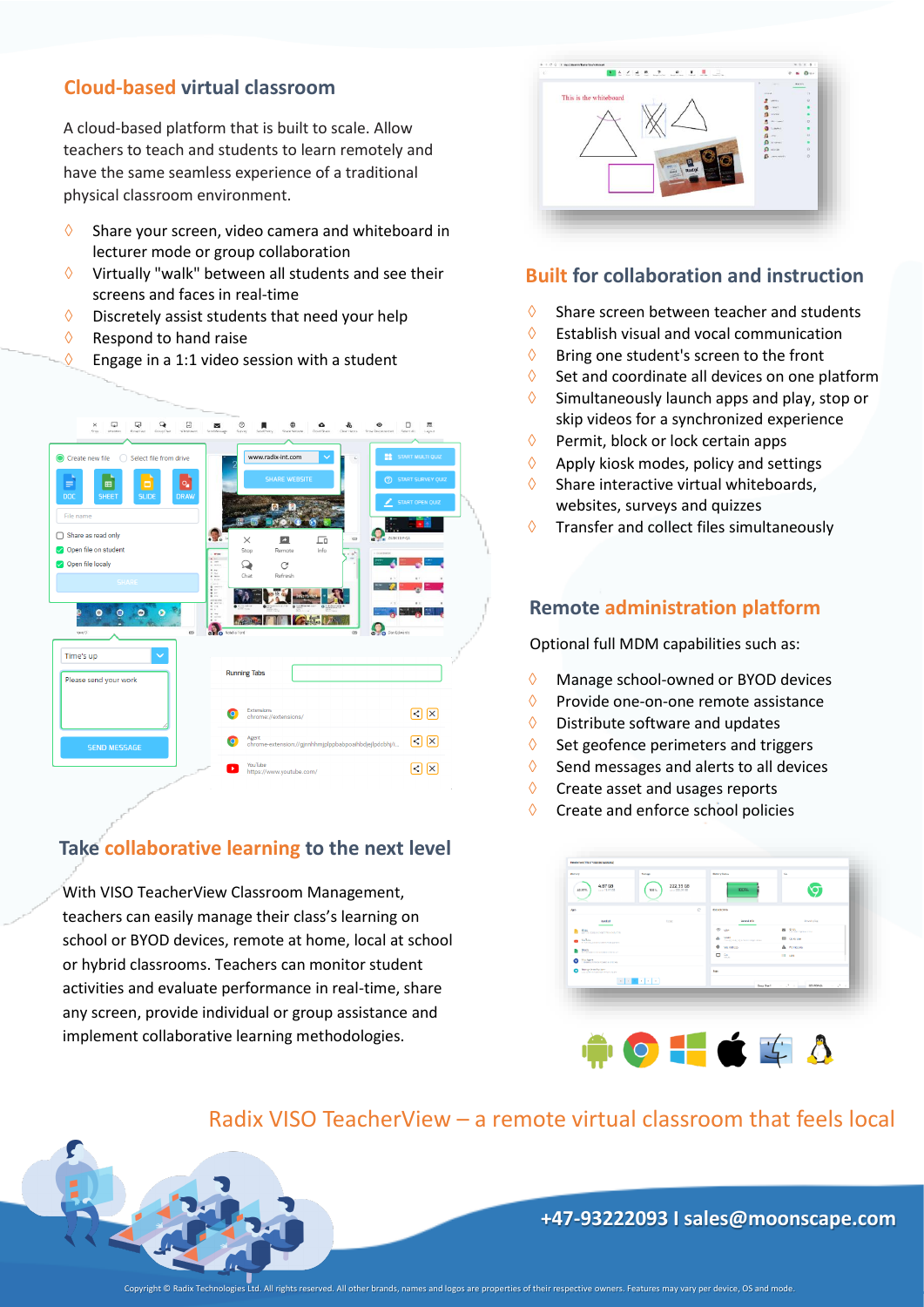## Cloud-based virtual classroom

A cloud-based platform that is built to scale. Allow teachers to teach and students to learn remotely and have the same seamless experience of a traditional physical classroom environment.

- Share your screen, video camera and whiteboard in lecturer mode or group collaboration
- Virtually "walk" between all students and see their screens and faces in real-time
- Discretely assist students that need your help
- Respond to hand raise
- Engage in a 1:1 video session with a student

## Take collaborative learning to the next level

With VISO TeacherView Classroom Management, teachers can easily manage their class's learning on school or BYOD devices, remote at home, local at school or hybrid classrooms. Teachers can monitor student activities and evaluate performance in real-time, share any screen, provide individual or group assistance and implement collaborative learning methodologies.

## Built for collaboration and instruction

- Share screen between teacher and students
- Establish visual and vocal communication
- Bring one student's screen to the front
- Set and coordinate all devices on one platform
- Simultaneously launch apps and play, stop or skip videos for a synchronized experience
- Permit, block or lock certain apps
- Apply kiosk modes, policy and settings
- Share interactive virtual whiteboards, websites, surveys and quizzes
- Transfer and collect files simultaneously

## Remote administration platform

Optional full MDM capabilities such as:

- Manage school-owned or BYOD devices
- Provide one-on-one remote assistance
- Distribute software and updates
- Set geofence perimeters and triggers
- Send messages and alerts to all devices
- Create asset and usages reports
- Create and enforce school policies

## Radix VISO TeacherView – a remote virtual classroom that feels local

**+47-93222093 I sales@moonscape.com**

Copyright © Radix Technologies Ltd. All rights reserved. All other brands, names and logos are properties of their respective owners. Features may vary per device, OS and mode.